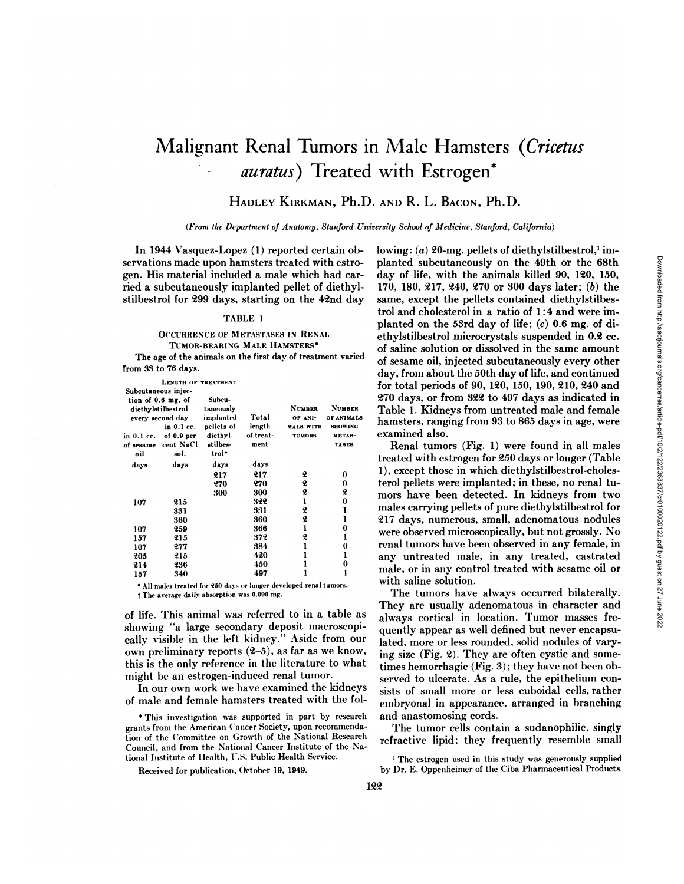# Malignant Renal Tumors in Male Hamsters (*Cricetus auratus*) Treated with Estrogen*

## Hadley Kirkman, Ph.D. and R. L. Bacon, Ph.D.

*(From the Department of Anatomy, Stanford University School of Medicine, Stanford, California)*

In 1944 Vasquez-Lopez (1) reported certain observations made upon hamsters treated with estrogen. His material included a male which had carried a subcutaneously implanted pellet of diethylstilbestrol for 299 days, starting on the 42nd day of life. This animal was referred to in a table as showing "a large secondary deposit macroscopically visible in the left kidney." Aside from our own preliminary reports (2–5), as far as we know, this is the only reference in the literature to what might be an estrogen-induced renal tumor.

TABLE 1

Occurrence of Metastases in Renal Tumor-Bearing Male Hamsters*

The age of the animals on the first day of treatment varied from 33 to 76 days.

| Length of treatment | | | | | |
|---|---|---|---|---|---|
| Subcutaneous injection of 0.6 mg. of diethylstilbestrol every second day in 0.1 cc. of sesame oil | Subcutaneous injection of 0.6 mg. of diethylstilbestrol every second day in 0.1 cc. of 0.9 per cent NaCl sol. | Subcutaneously implanted pellets of diethylstilbestrol† | Total length of treatment | Number of animals with tumors | Number of animals showing metastases |
| days | days | days | days | | |
| | | 217 | 217 | 2 | 0 |
| | | 270 | 270 | 2 | 0 |
| | | 300 | 300 | 2 | 2 |
| 107 | 215 | | 322 | 1 | 0 |
| | 331 | | 331 | 2 | 1 |
| | 360 | | 360 | 2 | 1 |
| 107 | 259 | | 366 | 1 | 0 |
| 157 | 215 | | 372 | 2 | 1 |
| 107 | 277 | | 384 | 1 | 0 |
| 205 | 215 | | 420 | 1 | 1 |
| 214 | 236 | | 450 | 1 | 0 |
| 157 | 340 | | 497 | 1 | 1 |

\* All males treated for 250 days or longer developed renal tumors.

† The average daily absorption was 0.090 mg.

In our own work we have examined the kidneys of male and female hamsters treated with the following: (*a*) 20-mg. pellets of diethylstilbestrol,[1] implanted subcutaneously on the 49th or the 68th day of life, with the animals killed 90, 120, 150, 170, 180, 217, 240, 270 or 300 days later; (*b*) the same, except the pellets contained diethylstilbestrol and cholesterol in a ratio of 1:4 and were implanted on the 53rd day of life; (*c*) 0.6 mg. of diethylstilbestrol microcrystals suspended in 0.2 cc. of saline solution or dissolved in the same amount of sesame oil, injected subcutaneously every other day, from about the 50th day of life, and continued for total periods of 90, 120, 150, 190, 210, 240 and 270 days, or from 322 to 497 days as indicated in Table 1. Kidneys from untreated male and female hamsters, ranging from 93 to 865 days in age, were examined also.

Renal tumors (Fig. 1) were found in all males treated with estrogen for 250 days or longer (Table 1), except those in which diethylstilbestrol-cholesterol pellets were implanted; in these, no renal tumors have been detected. In kidneys from two males carrying pellets of pure diethylstilbestrol for 217 days, numerous, small, adenomatous nodules were observed microscopically, but not grossly. No renal tumors have been observed in any female, in any untreated male, in any treated, castrated male, or in any control treated with sesame oil or with saline solution.

The tumors have always occurred bilaterally. They are usually adenomatous in character and always cortical in location. Tumor masses frequently appear as well defined but never encapsulated, more or less rounded, solid nodules of varying size (Fig. 2). They are often cystic and sometimes hemorrhagic (Fig. 3); they have not been observed to ulcerate. As a rule, the epithelium consists of small more or less cuboidal cells, rather embryonal in appearance, arranged in branching and anastomosing cords.

The tumor cells contain a sudanophilic, singly refractive lipid; they frequently resemble small

\* This investigation was supported in part by research grants from the American Cancer Society, upon recommendation of the Committee on Growth of the National Research Council, and from the National Cancer Institute of the National Institute of Health, U.S. Public Health Service.

Received for publication, October 19, 1949.

[1] The estrogen used in this study was generously supplied by Dr. E. Oppenheimer of the Ciba Pharmaceutical Products.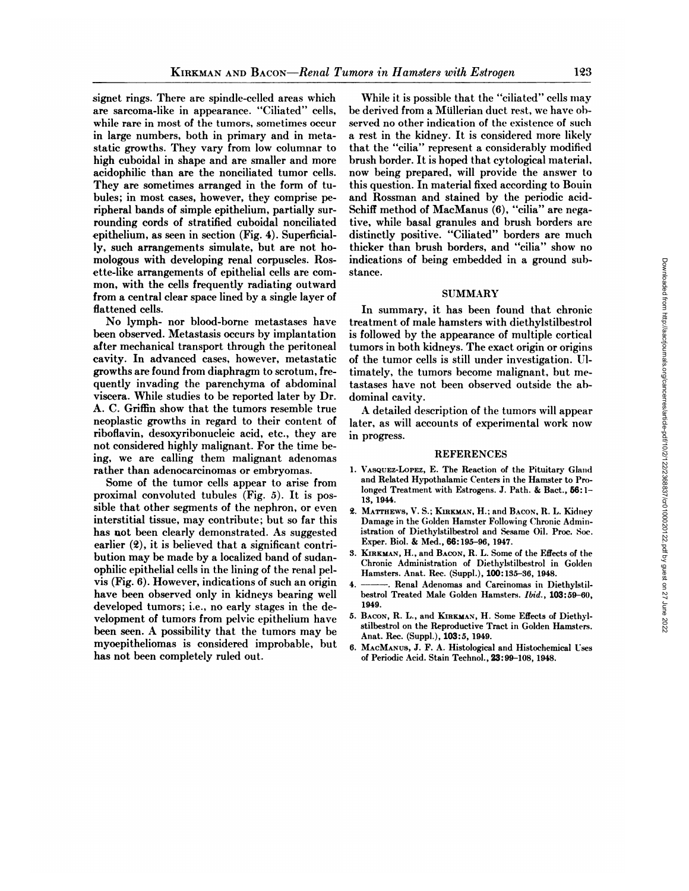signet rings. There are spindle-celled areas which are sarcoma-like in appearance. "Ciliated" cells, while rare in most of the tumors, sometimes occur in large numbers, both in primary and in metastatic growths. They vary from low columnar to high cuboidal in shape and are smaller and more acidophilic than are the nonciliated tumor cells. They are sometimes arranged in the form of tubules; in most cases, however, they comprise peripheral bands of simple epithelium, partially surrounding cords of stratified cuboidal nonciliated epithelium, as seen in section (Fig. 4). Superficially, such arrangements simulate, but are not homologous with developing renal corpuscles. Rosette-like arrangements of epithelial cells are common, with the cells frequently radiating outward from a central clear space lined by a single layer of flattened cells.

No lymph- nor blood-borne metastases have been observed. Metastasis occurs by implantation after mechanical transport through the peritoneal cavity. In advanced cases, however, metastatic growths are found from diaphragm to scrotum, frequently invading the parenchyma of abdominal viscera. While studies to be reported later by Dr. A. C. Griffin show that the tumors resemble true neoplastic growths in regard to their content of riboflavin, desoxyribonucleic acid, etc., they are not considered highly malignant. For the time being, we are calling them malignant adenomas rather than adenocarcinomas or embryomas.

Some of the tumor cells appear to arise from proximal convoluted tubules (Fig. 5). It is possible that other segments of the nephron, or even interstitial tissue, may contribute; but so far this has not been clearly demonstrated. As suggested earlier (2), it is believed that a significant contribution may be made by a localized band of sudanophilic epithelial cells in the lining of the renal pelvis (Fig. 6). However, indications of such an origin have been observed only in kidneys bearing well developed tumors; i.e., no early stages in the development of tumors from pelvic epithelium have been seen. A possibility that the tumors may be myoepitheliomas is considered improbable, but has not been completely ruled out.

While it is possible that the "ciliated" cells may be derived from a Müllerian duct rest, we have observed no other indication of the existence of such a rest in the kidney. It is considered more likely that the "cilia" represent a considerably modified brush border. It is hoped that cytological material, now being prepared, will provide the answer to this question. In material fixed according to Bouin and Rossman and stained by the periodic acid-Schiff method of MacManus (6), "cilia" are negative, while basal granules and brush borders are distinctly positive. "Ciliated" borders are much thicker than brush borders, and "cilia" show no indications of being embedded in a ground substance.

## SUMMARY

In summary, it has been found that chronic treatment of male hamsters with diethylstilbestrol is followed by the appearance of multiple cortical tumors in both kidneys. The exact origin or origins of the tumor cells is still under investigation. Ultimately, the tumors become malignant, but metastases have not been observed outside the abdominal cavity.

A detailed description of the tumors will appear later, as will accounts of experimental work now in progress.

## REFERENCES

1. Vasquez-Lopez, E. The Reaction of the Pituitary Gland and Related Hypothalamic Centers in the Hamster to Prolonged Treatment with Estrogens. J. Path. & Bact., 56:1–13, 1944.
2. Matthews, V. S.; Kirkman, H.; and Bacon, R. L. Kidney Damage in the Golden Hamster Following Chronic Administration of Diethylstilbestrol and Sesame Oil. Proc. Soc. Exper. Biol. & Med., 66:195–96, 1947.
3. Kirkman, H., and Bacon, R. L. Some of the Effects of the Chronic Administration of Diethylstilbestrol in Golden Hamsters. Anat. Rec. (Suppl.), 100:135–36, 1948.
4. ———. Renal Adenomas and Carcinomas in Diethylstilbestrol Treated Male Golden Hamsters. *Ibid.*, 103:59–60, 1949.
5. Bacon, R. L., and Kirkman, H. Some Effects of Diethylstilbestrol on the Reproductive Tract in Golden Hamsters. Anat. Rec. (Suppl.), 103:5, 1949.
6. MacManus, J. F. A. Histological and Histochemical Uses of Periodic Acid. Stain Technol., 23:99–108, 1948.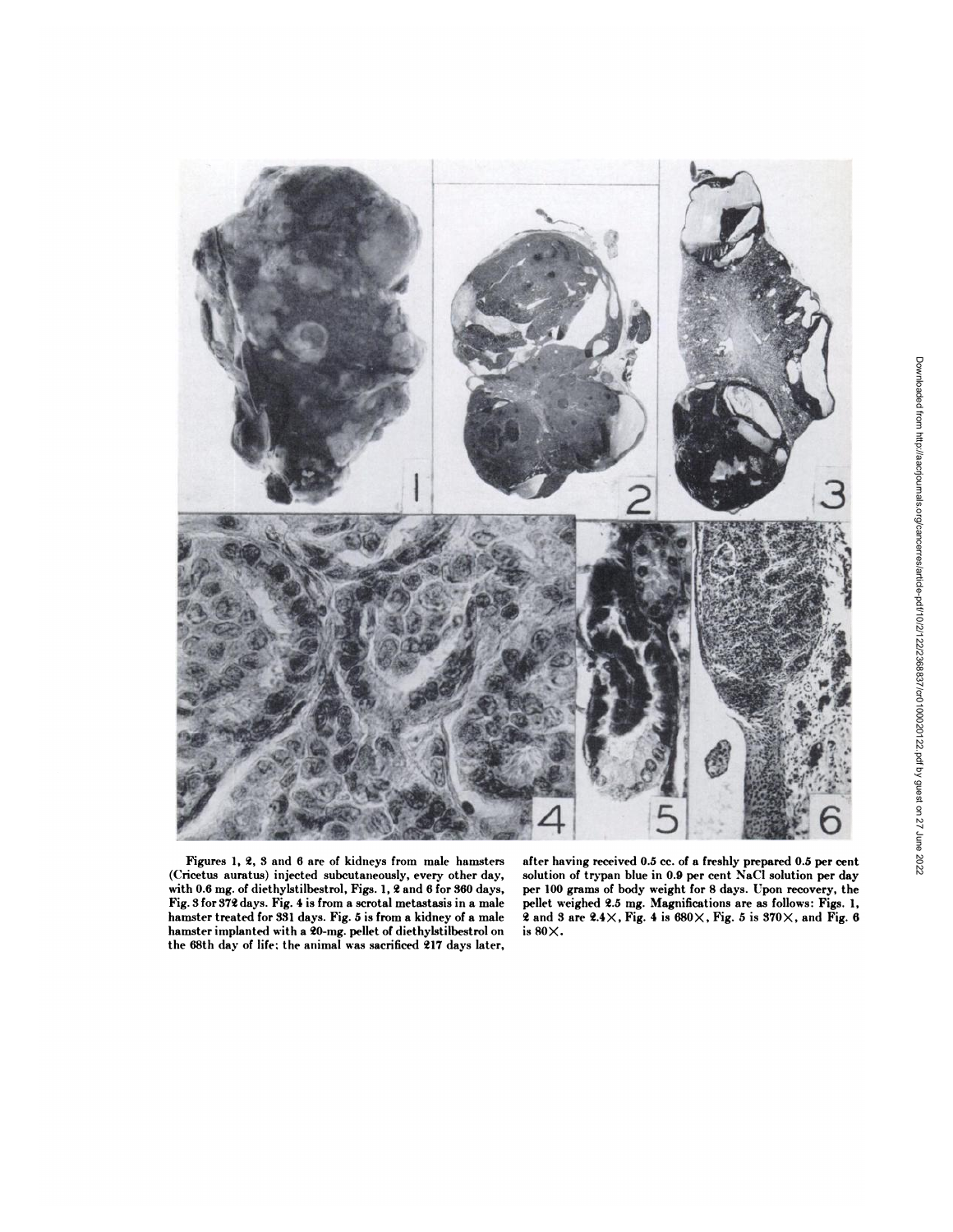Figures 1, 2, 3 and 6 are of kidneys from male hamsters (Cricetus auratus) injected subcutaneously, every other day, with 0.6 mg. of diethylstilbestrol, Figs. 1, 2 and 6 for 360 days, Fig. 3 for 372 days. Fig. 4 is from a scrotal metastasis in a male hamster treated for 331 days. Fig. 5 is from a kidney of a male hamster implanted with a 20-mg. pellet of diethylstilbestrol on the 68th day of life; the animal was sacrificed 217 days later, after having received 0.5 cc. of a freshly prepared 0.5 per cent solution of trypan blue in 0.9 per cent NaCl solution per day per 100 grams of body weight for 8 days. Upon recovery, the pellet weighed 2.5 mg. Magnifications are as follows: Figs. 1, 2 and 3 are 2.4×, Fig. 4 is 680×, Fig. 5 is 370×, and Fig. 6 is 80×.